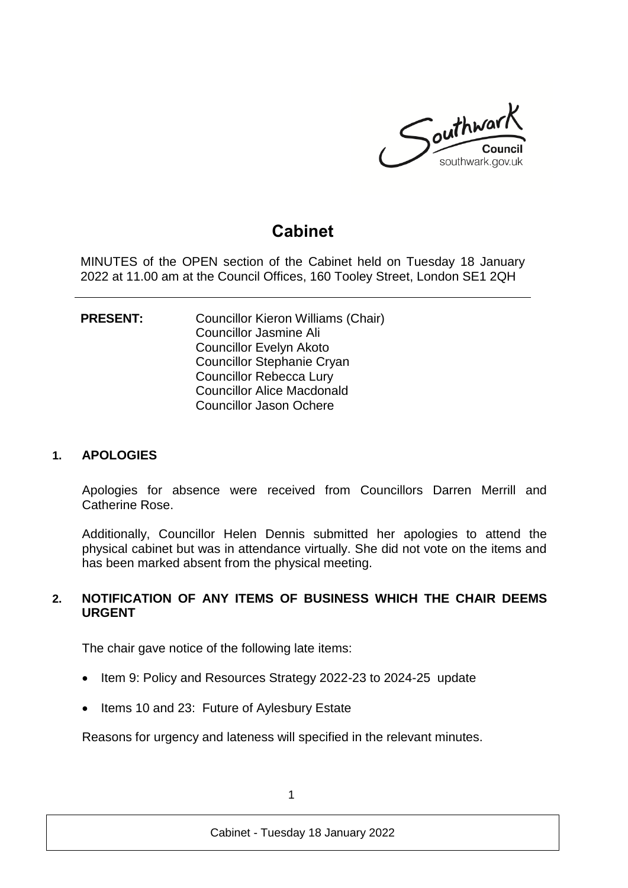# Cabinet

MINUTES of the OPEN section of the Cabinet held on Tuesday 18 January 2022 at 11.00 am at the Council Offices, 160 Tooley Street, London SE1 2QH

**PRESENT:** Councillor Kieron Williams (Chair)
Councillor Jasmine Ali
Councillor Evelyn Akoto
Councillor Stephanie Cryan
Councillor Rebecca Lury
Councillor Alice Macdonald
Councillor Jason Ochere

## 1. APOLOGIES

Apologies for absence were received from Councillors Darren Merrill and Catherine Rose.

Additionally, Councillor Helen Dennis submitted her apologies to attend the physical cabinet but was in attendance virtually. She did not vote on the items and has been marked absent from the physical meeting.

## 2. NOTIFICATION OF ANY ITEMS OF BUSINESS WHICH THE CHAIR DEEMS URGENT

The chair gave notice of the following late items:

- Item 9: Policy and Resources Strategy 2022-23 to 2024-25 update
- Items 10 and 23: Future of Aylesbury Estate

Reasons for urgency and lateness will specified in the relevant minutes.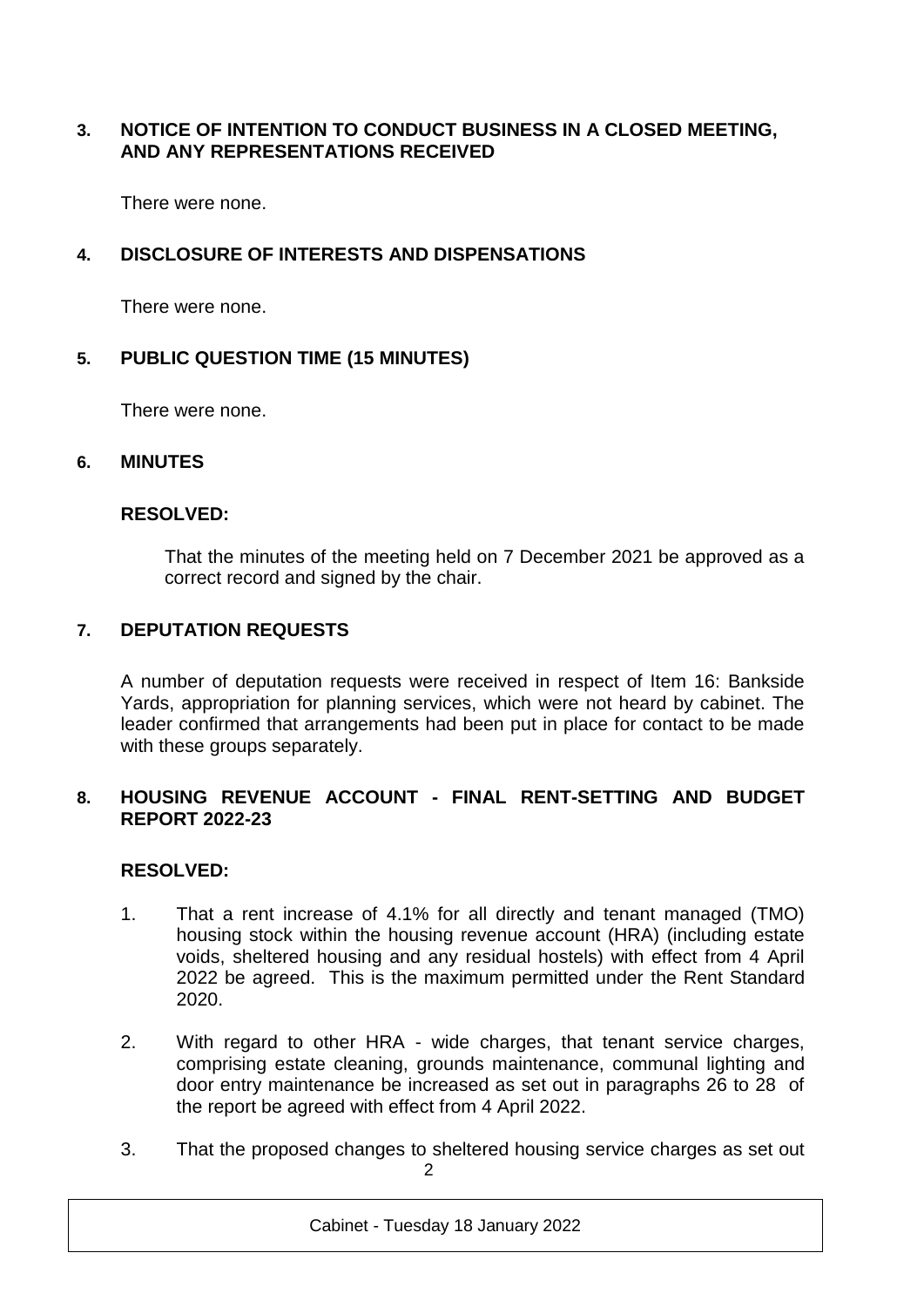### 3. NOTICE OF INTENTION TO CONDUCT BUSINESS IN A CLOSED MEETING, AND ANY REPRESENTATIONS RECEIVED

There were none.

### 4. DISCLOSURE OF INTERESTS AND DISPENSATIONS

There were none.

### 5. PUBLIC QUESTION TIME (15 MINUTES)

There were none.

### 6. MINUTES

**RESOLVED:**

That the minutes of the meeting held on 7 December 2021 be approved as a correct record and signed by the chair.

### 7. DEPUTATION REQUESTS

A number of deputation requests were received in respect of Item 16: Bankside Yards, appropriation for planning services, which were not heard by cabinet. The leader confirmed that arrangements had been put in place for contact to be made with these groups separately.

### 8. HOUSING REVENUE ACCOUNT - FINAL RENT-SETTING AND BUDGET REPORT 2022-23

**RESOLVED:**

1. That a rent increase of 4.1% for all directly and tenant managed (TMO) housing stock within the housing revenue account (HRA) (including estate voids, sheltered housing and any residual hostels) with effect from 4 April 2022 be agreed. This is the maximum permitted under the Rent Standard 2020.

2. With regard to other HRA - wide charges, that tenant service charges, comprising estate cleaning, grounds maintenance, communal lighting and door entry maintenance be increased as set out in paragraphs 26 to 28 of the report be agreed with effect from 4 April 2022.

3. That the proposed changes to sheltered housing service charges as set out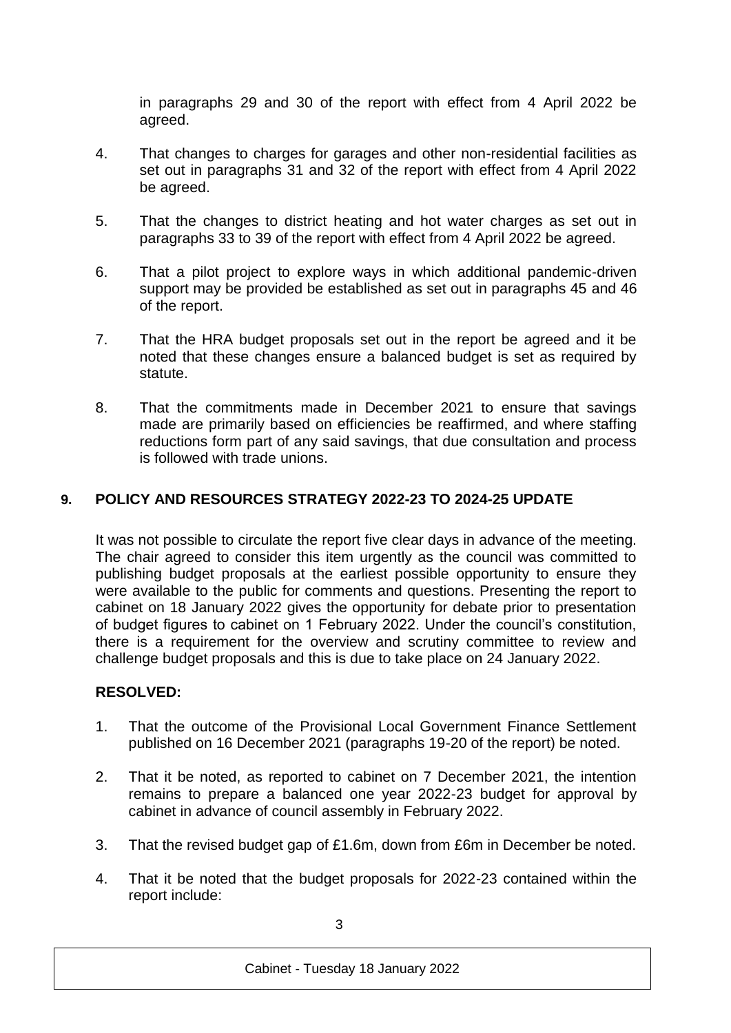in paragraphs 29 and 30 of the report with effect from 4 April 2022 be agreed.

4. That changes to charges for garages and other non-residential facilities as set out in paragraphs 31 and 32 of the report with effect from 4 April 2022 be agreed.

5. That the changes to district heating and hot water charges as set out in paragraphs 33 to 39 of the report with effect from 4 April 2022 be agreed.

6. That a pilot project to explore ways in which additional pandemic-driven support may be provided be established as set out in paragraphs 45 and 46 of the report.

7. That the HRA budget proposals set out in the report be agreed and it be noted that these changes ensure a balanced budget is set as required by statute.

8. That the commitments made in December 2021 to ensure that savings made are primarily based on efficiencies be reaffirmed, and where staffing reductions form part of any said savings, that due consultation and process is followed with trade unions.

## 9. POLICY AND RESOURCES STRATEGY 2022-23 TO 2024-25 UPDATE

It was not possible to circulate the report five clear days in advance of the meeting. The chair agreed to consider this item urgently as the council was committed to publishing budget proposals at the earliest possible opportunity to ensure they were available to the public for comments and questions. Presenting the report to cabinet on 18 January 2022 gives the opportunity for debate prior to presentation of budget figures to cabinet on 1 February 2022. Under the council's constitution, there is a requirement for the overview and scrutiny committee to review and challenge budget proposals and this is due to take place on 24 January 2022.

**RESOLVED:**

1. That the outcome of the Provisional Local Government Finance Settlement published on 16 December 2021 (paragraphs 19-20 of the report) be noted.

2. That it be noted, as reported to cabinet on 7 December 2021, the intention remains to prepare a balanced one year 2022-23 budget for approval by cabinet in advance of council assembly in February 2022.

3. That the revised budget gap of £1.6m, down from £6m in December be noted.

4. That it be noted that the budget proposals for 2022-23 contained within the report include: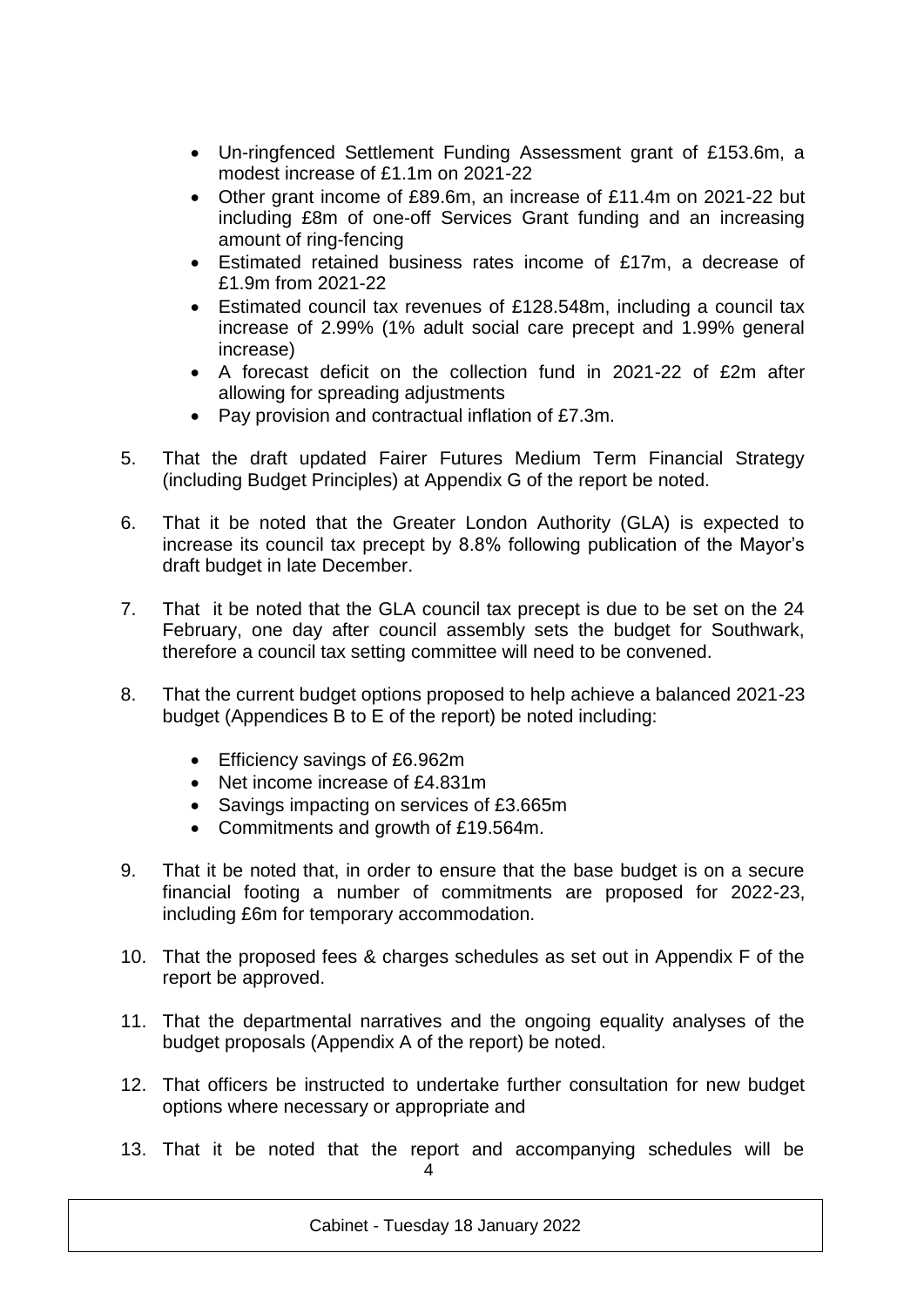- Un-ringfenced Settlement Funding Assessment grant of £153.6m, a modest increase of £1.1m on 2021-22
- Other grant income of £89.6m, an increase of £11.4m on 2021-22 but including £8m of one-off Services Grant funding and an increasing amount of ring-fencing
- Estimated retained business rates income of £17m, a decrease of £1.9m from 2021-22
- Estimated council tax revenues of £128.548m, including a council tax increase of 2.99% (1% adult social care precept and 1.99% general increase)
- A forecast deficit on the collection fund in 2021-22 of £2m after allowing for spreading adjustments
- Pay provision and contractual inflation of £7.3m.

5. That the draft updated Fairer Futures Medium Term Financial Strategy (including Budget Principles) at Appendix G of the report be noted.

6. That it be noted that the Greater London Authority (GLA) is expected to increase its council tax precept by 8.8% following publication of the Mayor's draft budget in late December.

7. That it be noted that the GLA council tax precept is due to be set on the 24 February, one day after council assembly sets the budget for Southwark, therefore a council tax setting committee will need to be convened.

8. That the current budget options proposed to help achieve a balanced 2021-23 budget (Appendices B to E of the report) be noted including:

   - Efficiency savings of £6.962m
   - Net income increase of £4.831m
   - Savings impacting on services of £3.665m
   - Commitments and growth of £19.564m.

9. That it be noted that, in order to ensure that the base budget is on a secure financial footing a number of commitments are proposed for 2022-23, including £6m for temporary accommodation.

10. That the proposed fees & charges schedules as set out in Appendix F of the report be approved.

11. That the departmental narratives and the ongoing equality analyses of the budget proposals (Appendix A of the report) be noted.

12. That officers be instructed to undertake further consultation for new budget options where necessary or appropriate and

13. That it be noted that the report and accompanying schedules will be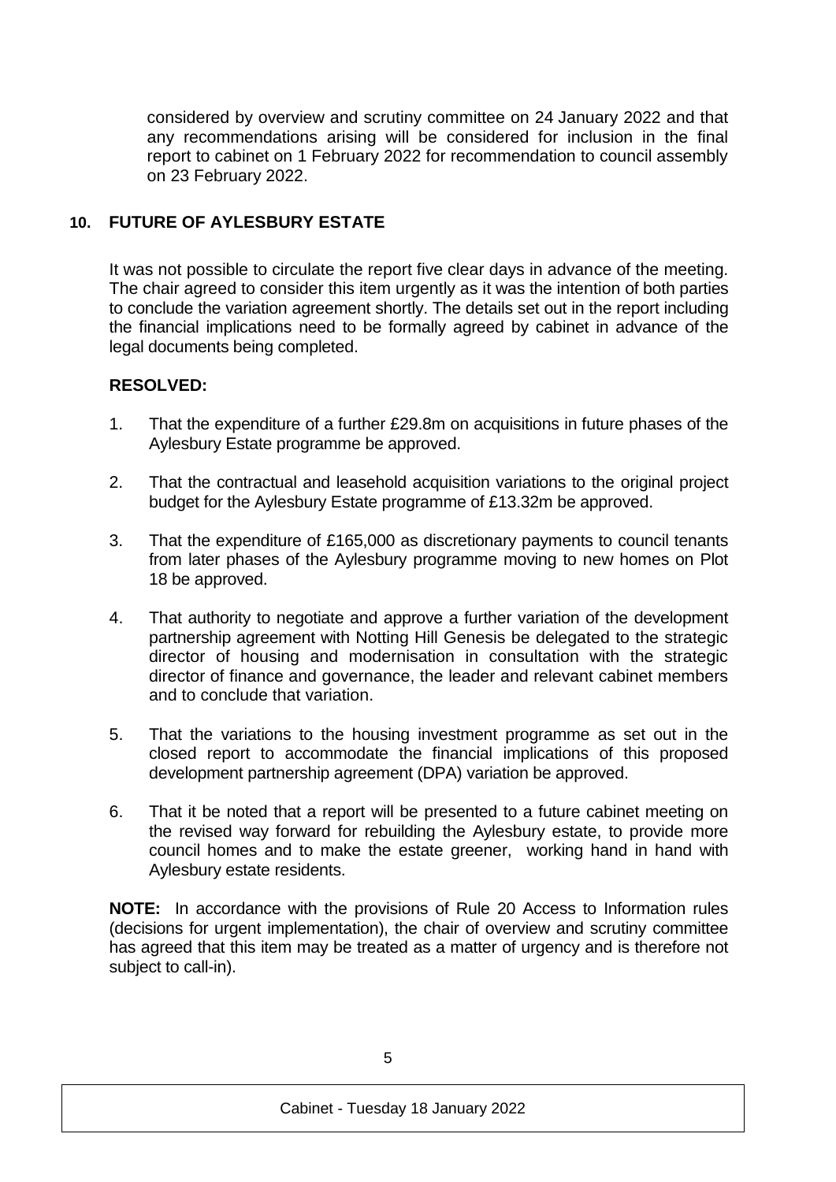considered by overview and scrutiny committee on 24 January 2022 and that any recommendations arising will be considered for inclusion in the final report to cabinet on 1 February 2022 for recommendation to council assembly on 23 February 2022.

## 10. FUTURE OF AYLESBURY ESTATE

It was not possible to circulate the report five clear days in advance of the meeting. The chair agreed to consider this item urgently as it was the intention of both parties to conclude the variation agreement shortly. The details set out in the report including the financial implications need to be formally agreed by cabinet in advance of the legal documents being completed.

**RESOLVED:**

1. That the expenditure of a further £29.8m on acquisitions in future phases of the Aylesbury Estate programme be approved.

2. That the contractual and leasehold acquisition variations to the original project budget for the Aylesbury Estate programme of £13.32m be approved.

3. That the expenditure of £165,000 as discretionary payments to council tenants from later phases of the Aylesbury programme moving to new homes on Plot 18 be approved.

4. That authority to negotiate and approve a further variation of the development partnership agreement with Notting Hill Genesis be delegated to the strategic director of housing and modernisation in consultation with the strategic director of finance and governance, the leader and relevant cabinet members and to conclude that variation.

5. That the variations to the housing investment programme as set out in the closed report to accommodate the financial implications of this proposed development partnership agreement (DPA) variation be approved.

6. That it be noted that a report will be presented to a future cabinet meeting on the revised way forward for rebuilding the Aylesbury estate, to provide more council homes and to make the estate greener, working hand in hand with Aylesbury estate residents.

**NOTE:** In accordance with the provisions of Rule 20 Access to Information rules (decisions for urgent implementation), the chair of overview and scrutiny committee has agreed that this item may be treated as a matter of urgency and is therefore not subject to call-in).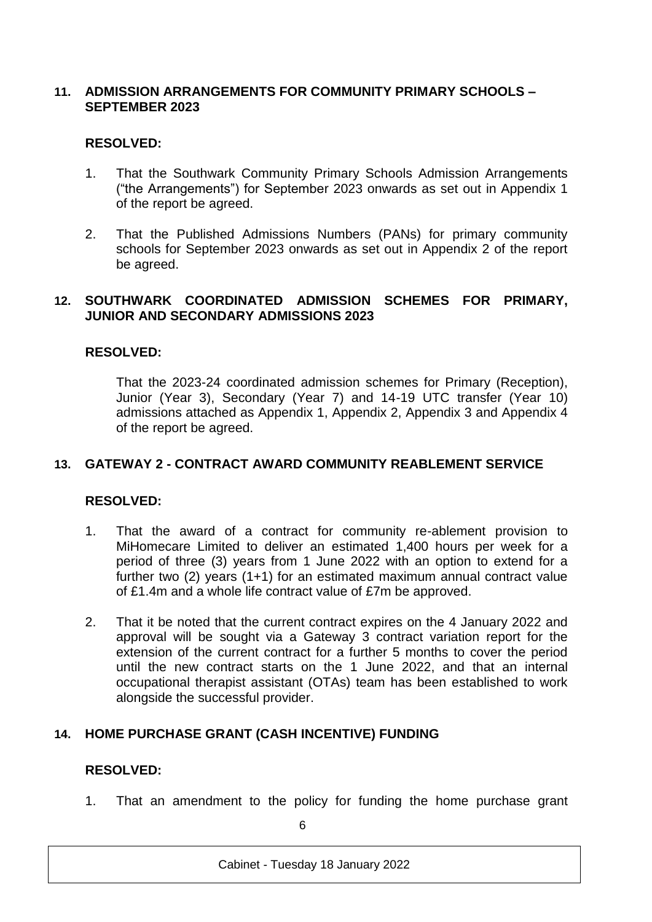## 11. ADMISSION ARRANGEMENTS FOR COMMUNITY PRIMARY SCHOOLS – SEPTEMBER 2023

**RESOLVED:**

1. That the Southwark Community Primary Schools Admission Arrangements ("the Arrangements") for September 2023 onwards as set out in Appendix 1 of the report be agreed.

2. That the Published Admissions Numbers (PANs) for primary community schools for September 2023 onwards as set out in Appendix 2 of the report be agreed.

## 12. SOUTHWARK COORDINATED ADMISSION SCHEMES FOR PRIMARY, JUNIOR AND SECONDARY ADMISSIONS 2023

**RESOLVED:**

That the 2023-24 coordinated admission schemes for Primary (Reception), Junior (Year 3), Secondary (Year 7) and 14-19 UTC transfer (Year 10) admissions attached as Appendix 1, Appendix 2, Appendix 3 and Appendix 4 of the report be agreed.

## 13. GATEWAY 2 - CONTRACT AWARD COMMUNITY REABLEMENT SERVICE

**RESOLVED:**

1. That the award of a contract for community re-ablement provision to MiHomecare Limited to deliver an estimated 1,400 hours per week for a period of three (3) years from 1 June 2022 with an option to extend for a further two (2) years (1+1) for an estimated maximum annual contract value of £1.4m and a whole life contract value of £7m be approved.

2. That it be noted that the current contract expires on the 4 January 2022 and approval will be sought via a Gateway 3 contract variation report for the extension of the current contract for a further 5 months to cover the period until the new contract starts on the 1 June 2022, and that an internal occupational therapist assistant (OTAs) team has been established to work alongside the successful provider.

## 14. HOME PURCHASE GRANT (CASH INCENTIVE) FUNDING

**RESOLVED:**

1. That an amendment to the policy for funding the home purchase grant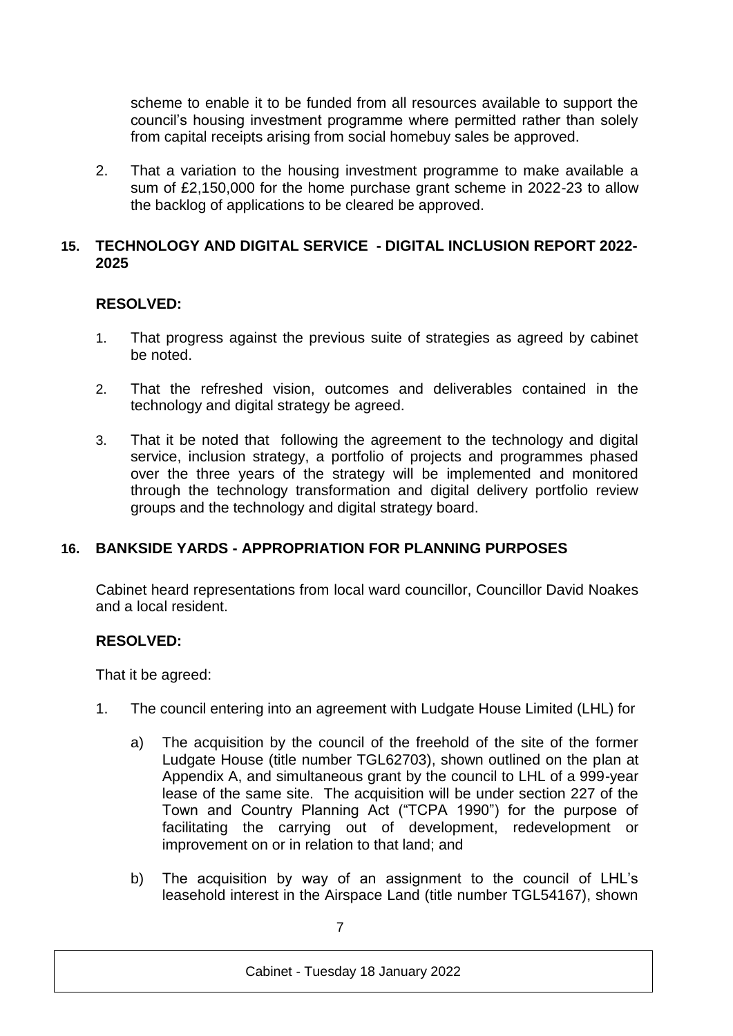scheme to enable it to be funded from all resources available to support the council's housing investment programme where permitted rather than solely from capital receipts arising from social homebuy sales be approved.

2. That a variation to the housing investment programme to make available a sum of £2,150,000 for the home purchase grant scheme in 2022-23 to allow the backlog of applications to be cleared be approved.

## 15. TECHNOLOGY AND DIGITAL SERVICE - DIGITAL INCLUSION REPORT 2022-2025

**RESOLVED:**

1. That progress against the previous suite of strategies as agreed by cabinet be noted.

2. That the refreshed vision, outcomes and deliverables contained in the technology and digital strategy be agreed.

3. That it be noted that following the agreement to the technology and digital service, inclusion strategy, a portfolio of projects and programmes phased over the three years of the strategy will be implemented and monitored through the technology transformation and digital delivery portfolio review groups and the technology and digital strategy board.

## 16. BANKSIDE YARDS - APPROPRIATION FOR PLANNING PURPOSES

Cabinet heard representations from local ward councillor, Councillor David Noakes and a local resident.

**RESOLVED:**

That it be agreed:

1. The council entering into an agreement with Ludgate House Limited (LHL) for

   a) The acquisition by the council of the freehold of the site of the former Ludgate House (title number TGL62703), shown outlined on the plan at Appendix A, and simultaneous grant by the council to LHL of a 999-year lease of the same site. The acquisition will be under section 227 of the Town and Country Planning Act ("TCPA 1990") for the purpose of facilitating the carrying out of development, redevelopment or improvement on or in relation to that land; and

   b) The acquisition by way of an assignment to the council of LHL's leasehold interest in the Airspace Land (title number TGL54167), shown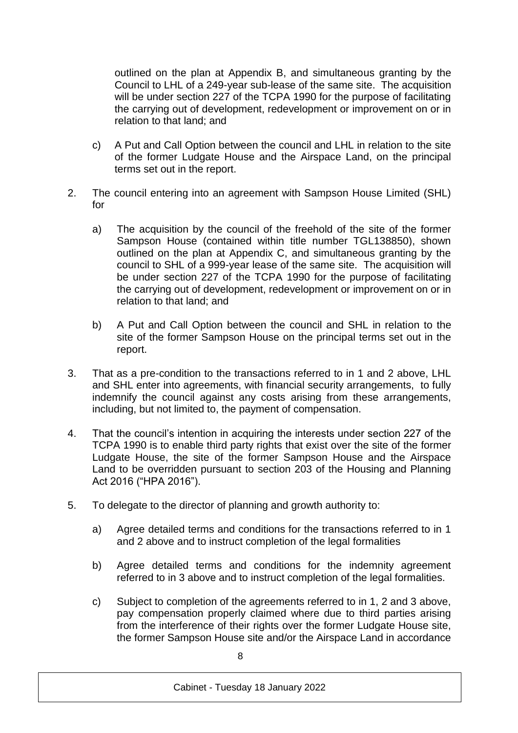outlined on the plan at Appendix B, and simultaneous granting by the Council to LHL of a 249-year sub-lease of the same site. The acquisition will be under section 227 of the TCPA 1990 for the purpose of facilitating the carrying out of development, redevelopment or improvement on or in relation to that land; and

c) A Put and Call Option between the council and LHL in relation to the site of the former Ludgate House and the Airspace Land, on the principal terms set out in the report.

2. The council entering into an agreement with Sampson House Limited (SHL) for

   a) The acquisition by the council of the freehold of the site of the former Sampson House (contained within title number TGL138850), shown outlined on the plan at Appendix C, and simultaneous granting by the council to SHL of a 999-year lease of the same site. The acquisition will be under section 227 of the TCPA 1990 for the purpose of facilitating the carrying out of development, redevelopment or improvement on or in relation to that land; and

   b) A Put and Call Option between the council and SHL in relation to the site of the former Sampson House on the principal terms set out in the report.

3. That as a pre-condition to the transactions referred to in 1 and 2 above, LHL and SHL enter into agreements, with financial security arrangements, to fully indemnify the council against any costs arising from these arrangements, including, but not limited to, the payment of compensation.

4. That the council's intention in acquiring the interests under section 227 of the TCPA 1990 is to enable third party rights that exist over the site of the former Ludgate House, the site of the former Sampson House and the Airspace Land to be overridden pursuant to section 203 of the Housing and Planning Act 2016 ("HPA 2016").

5. To delegate to the director of planning and growth authority to:

   a) Agree detailed terms and conditions for the transactions referred to in 1 and 2 above and to instruct completion of the legal formalities

   b) Agree detailed terms and conditions for the indemnity agreement referred to in 3 above and to instruct completion of the legal formalities.

   c) Subject to completion of the agreements referred to in 1, 2 and 3 above, pay compensation properly claimed where due to third parties arising from the interference of their rights over the former Ludgate House site, the former Sampson House site and/or the Airspace Land in accordance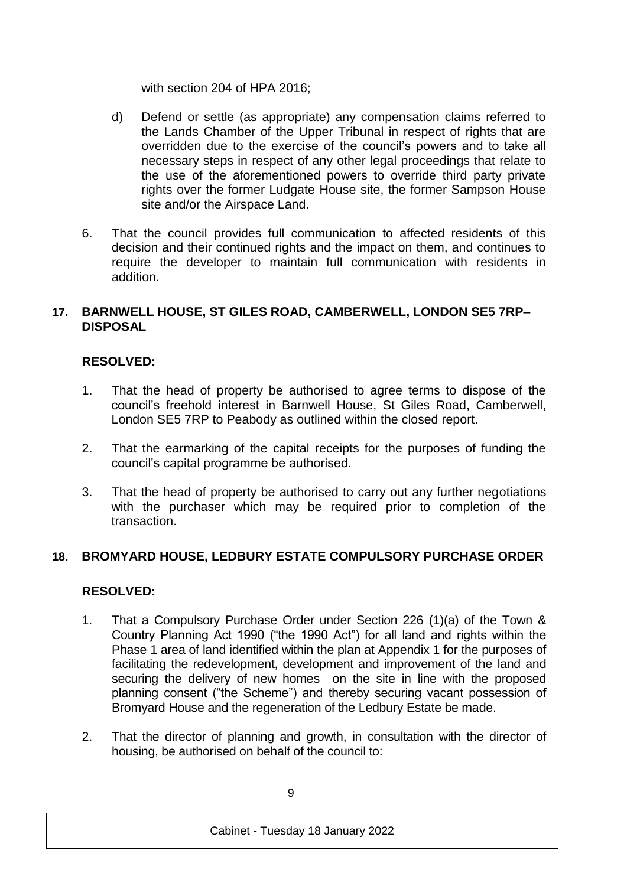with section 204 of HPA 2016;

d) Defend or settle (as appropriate) any compensation claims referred to the Lands Chamber of the Upper Tribunal in respect of rights that are overridden due to the exercise of the council's powers and to take all necessary steps in respect of any other legal proceedings that relate to the use of the aforementioned powers to override third party private rights over the former Ludgate House site, the former Sampson House site and/or the Airspace Land.

6. That the council provides full communication to affected residents of this decision and their continued rights and the impact on them, and continues to require the developer to maintain full communication with residents in addition.

## 17. BARNWELL HOUSE, ST GILES ROAD, CAMBERWELL, LONDON SE5 7RP– DISPOSAL

**RESOLVED:**

1. That the head of property be authorised to agree terms to dispose of the council's freehold interest in Barnwell House, St Giles Road, Camberwell, London SE5 7RP to Peabody as outlined within the closed report.

2. That the earmarking of the capital receipts for the purposes of funding the council's capital programme be authorised.

3. That the head of property be authorised to carry out any further negotiations with the purchaser which may be required prior to completion of the transaction.

## 18. BROMYARD HOUSE, LEDBURY ESTATE COMPULSORY PURCHASE ORDER

**RESOLVED:**

1. That a Compulsory Purchase Order under Section 226 (1)(a) of the Town & Country Planning Act 1990 ("the 1990 Act") for all land and rights within the Phase 1 area of land identified within the plan at Appendix 1 for the purposes of facilitating the redevelopment, development and improvement of the land and securing the delivery of new homes on the site in line with the proposed planning consent ("the Scheme") and thereby securing vacant possession of Bromyard House and the regeneration of the Ledbury Estate be made.

2. That the director of planning and growth, in consultation with the director of housing, be authorised on behalf of the council to: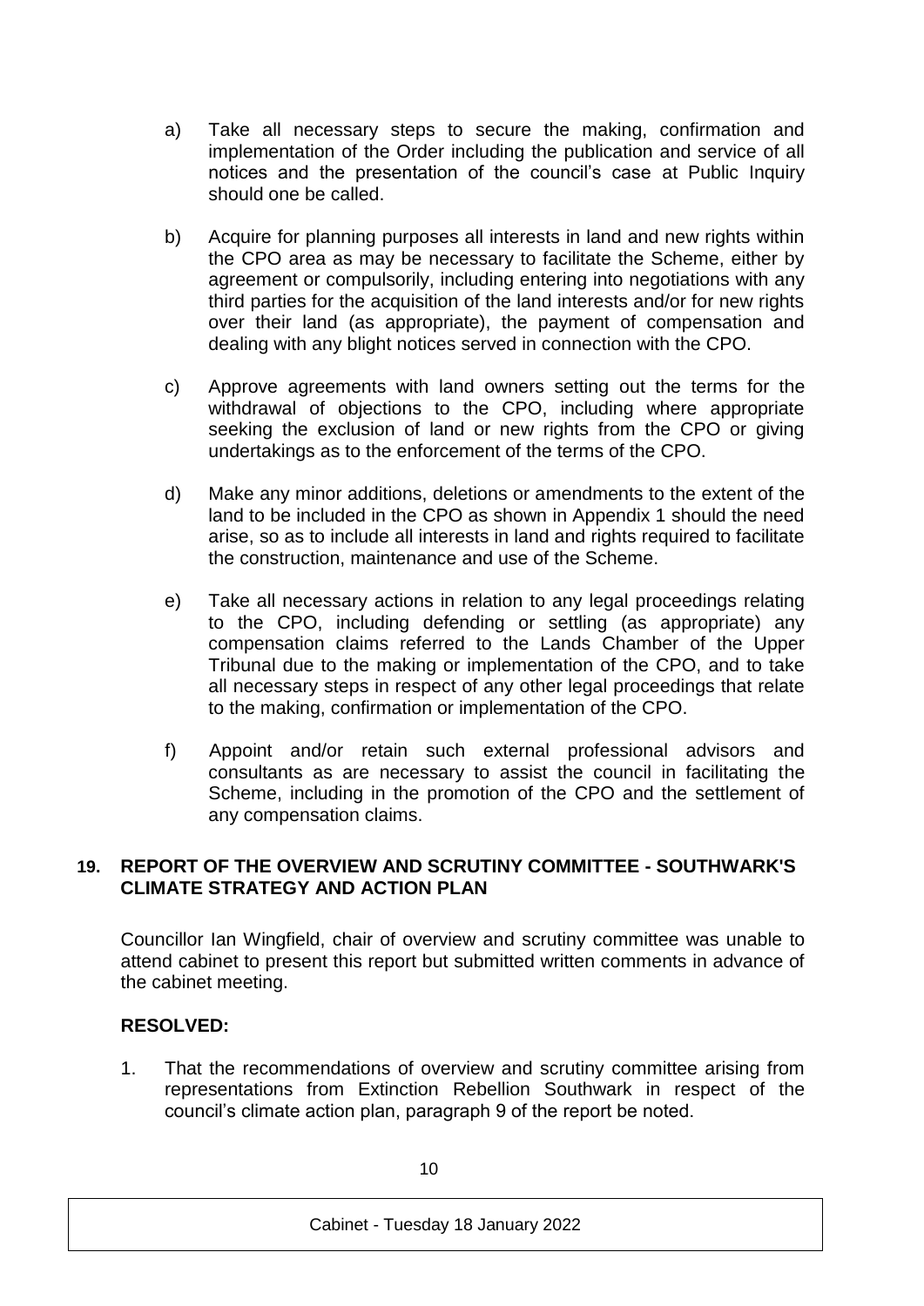a) Take all necessary steps to secure the making, confirmation and implementation of the Order including the publication and service of all notices and the presentation of the council's case at Public Inquiry should one be called.

b) Acquire for planning purposes all interests in land and new rights within the CPO area as may be necessary to facilitate the Scheme, either by agreement or compulsorily, including entering into negotiations with any third parties for the acquisition of the land interests and/or for new rights over their land (as appropriate), the payment of compensation and dealing with any blight notices served in connection with the CPO.

c) Approve agreements with land owners setting out the terms for the withdrawal of objections to the CPO, including where appropriate seeking the exclusion of land or new rights from the CPO or giving undertakings as to the enforcement of the terms of the CPO.

d) Make any minor additions, deletions or amendments to the extent of the land to be included in the CPO as shown in Appendix 1 should the need arise, so as to include all interests in land and rights required to facilitate the construction, maintenance and use of the Scheme.

e) Take all necessary actions in relation to any legal proceedings relating to the CPO, including defending or settling (as appropriate) any compensation claims referred to the Lands Chamber of the Upper Tribunal due to the making or implementation of the CPO, and to take all necessary steps in respect of any other legal proceedings that relate to the making, confirmation or implementation of the CPO.

f) Appoint and/or retain such external professional advisors and consultants as are necessary to assist the council in facilitating the Scheme, including in the promotion of the CPO and the settlement of any compensation claims.

## 19. REPORT OF THE OVERVIEW AND SCRUTINY COMMITTEE - SOUTHWARK'S CLIMATE STRATEGY AND ACTION PLAN

Councillor Ian Wingfield, chair of overview and scrutiny committee was unable to attend cabinet to present this report but submitted written comments in advance of the cabinet meeting.

**RESOLVED:**

1. That the recommendations of overview and scrutiny committee arising from representations from Extinction Rebellion Southwark in respect of the council's climate action plan, paragraph 9 of the report be noted.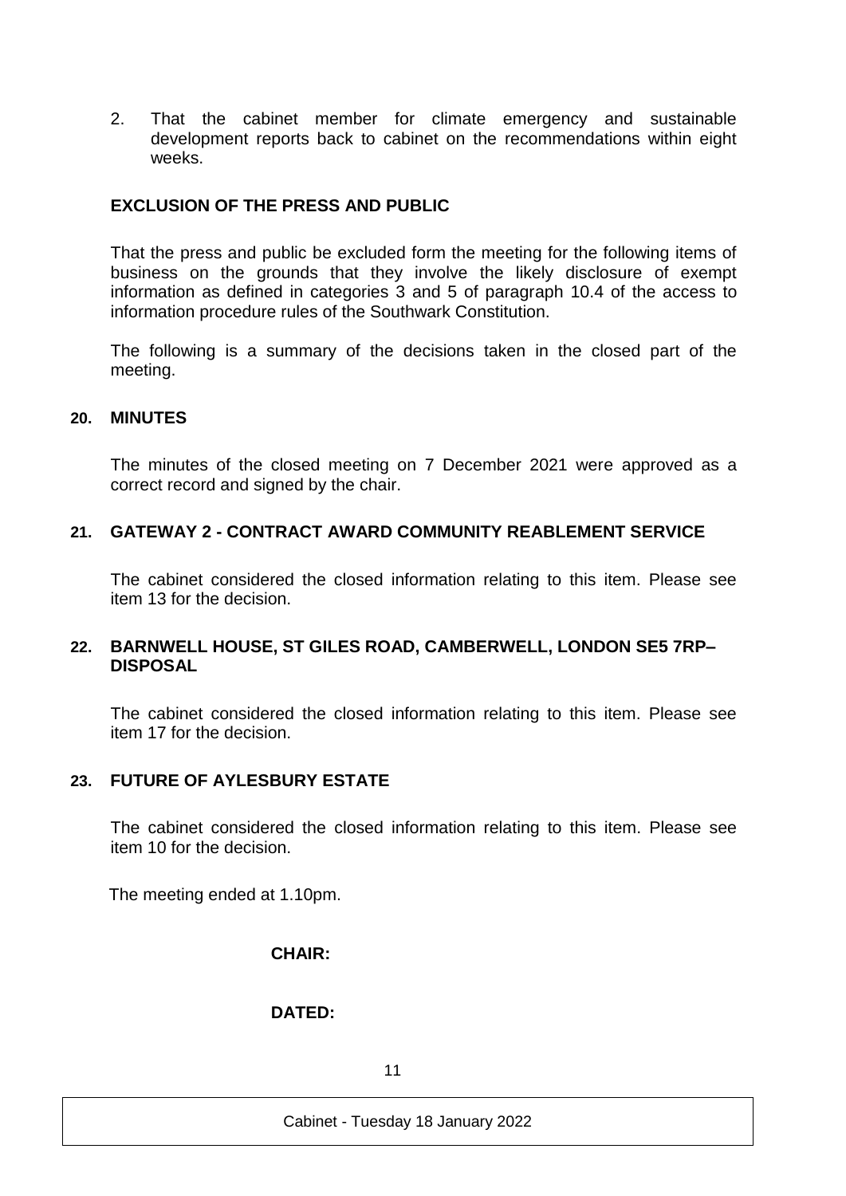2. That the cabinet member for climate emergency and sustainable development reports back to cabinet on the recommendations within eight weeks.

**EXCLUSION OF THE PRESS AND PUBLIC**

That the press and public be excluded form the meeting for the following items of business on the grounds that they involve the likely disclosure of exempt information as defined in categories 3 and 5 of paragraph 10.4 of the access to information procedure rules of the Southwark Constitution.

The following is a summary of the decisions taken in the closed part of the meeting.

## 20. MINUTES

The minutes of the closed meeting on 7 December 2021 were approved as a correct record and signed by the chair.

## 21. GATEWAY 2 - CONTRACT AWARD COMMUNITY REABLEMENT SERVICE

The cabinet considered the closed information relating to this item. Please see item 13 for the decision.

## 22. BARNWELL HOUSE, ST GILES ROAD, CAMBERWELL, LONDON SE5 7RP– DISPOSAL

The cabinet considered the closed information relating to this item. Please see item 17 for the decision.

## 23. FUTURE OF AYLESBURY ESTATE

The cabinet considered the closed information relating to this item. Please see item 10 for the decision.

The meeting ended at 1.10pm.

**CHAIR:**

**DATED:**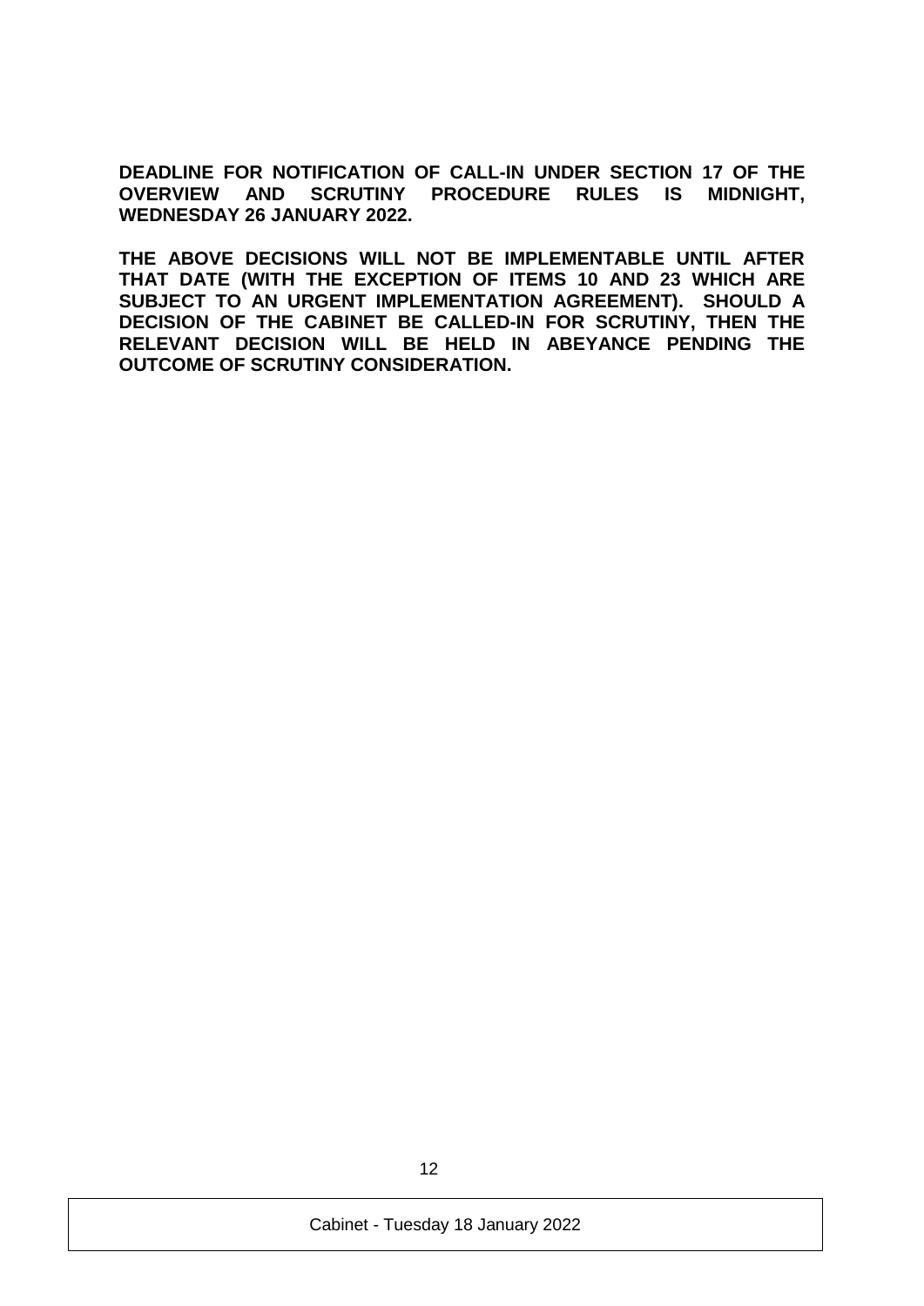**DEADLINE FOR NOTIFICATION OF CALL-IN UNDER SECTION 17 OF THE OVERVIEW AND SCRUTINY PROCEDURE RULES IS MIDNIGHT, WEDNESDAY 26 JANUARY 2022.**

**THE ABOVE DECISIONS WILL NOT BE IMPLEMENTABLE UNTIL AFTER THAT DATE (WITH THE EXCEPTION OF ITEMS 10 AND 23 WHICH ARE SUBJECT TO AN URGENT IMPLEMENTATION AGREEMENT). SHOULD A DECISION OF THE CABINET BE CALLED-IN FOR SCRUTINY, THEN THE RELEVANT DECISION WILL BE HELD IN ABEYANCE PENDING THE OUTCOME OF SCRUTINY CONSIDERATION.**